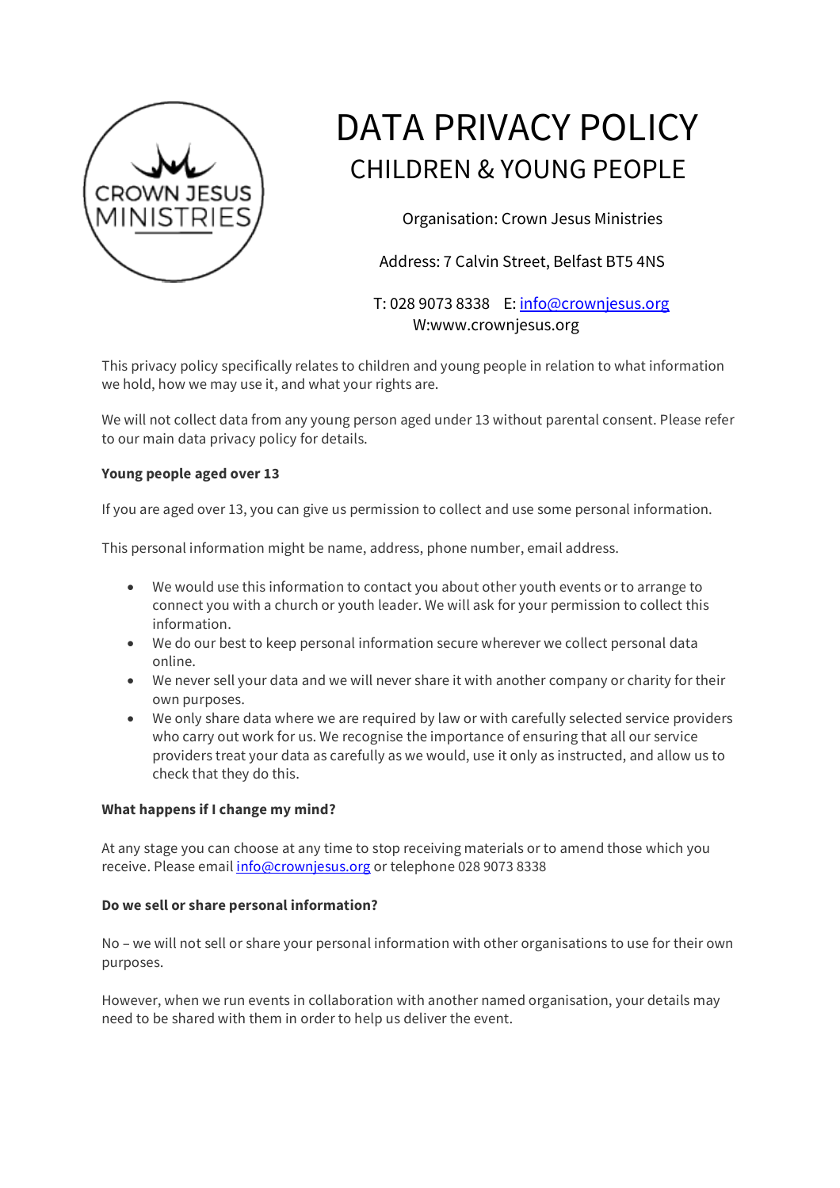# DATA PRIVACY POLICY

## CHILDREN & YOUNG PEOPLE

Organisation: Crown Jesus Ministries

Address: 7 Calvin Street, Belfast BT5 4NS

T: 028 9073 8338 E: info@crownjesus.org
W:www.crownjesus.org

This privacy policy specifically relates to children and young people in relation to what information we hold, how we may use it, and what your rights are.

We will not collect data from any young person aged under 13 without parental consent. Please refer to our main data privacy policy for details.

**Young people aged over 13**

If you are aged over 13, you can give us permission to collect and use some personal information.

This personal information might be name, address, phone number, email address.

- We would use this information to contact you about other youth events or to arrange to connect you with a church or youth leader. We will ask for your permission to collect this information.
- We do our best to keep personal information secure wherever we collect personal data online.
- We never sell your data and we will never share it with another company or charity for their own purposes.
- We only share data where we are required by law or with carefully selected service providers who carry out work for us. We recognise the importance of ensuring that all our service providers treat your data as carefully as we would, use it only as instructed, and allow us to check that they do this.

**What happens if I change my mind?**

At any stage you can choose at any time to stop receiving materials or to amend those which you receive. Please email info@crownjesus.org or telephone 028 9073 8338

**Do we sell or share personal information?**

No – we will not sell or share your personal information with other organisations to use for their own purposes.

However, when we run events in collaboration with another named organisation, your details may need to be shared with them in order to help us deliver the event.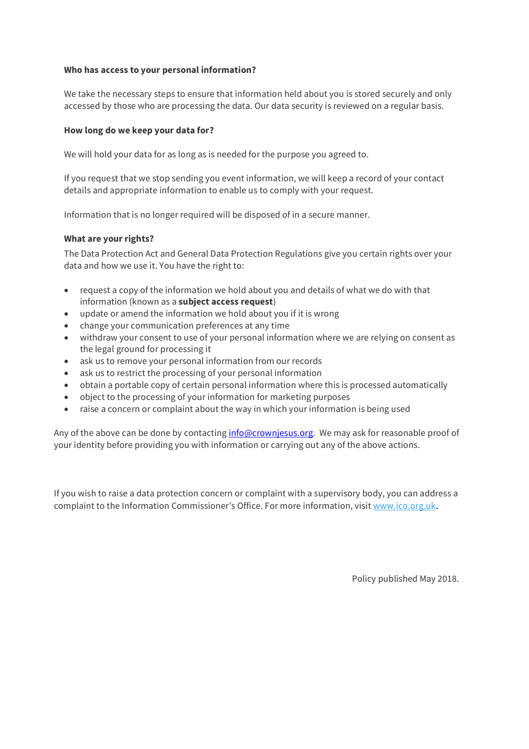### Who has access to your personal information?

We take the necessary steps to ensure that information held about you is stored securely and only accessed by those who are processing the data. Our data security is reviewed on a regular basis.

### How long do we keep your data for?

We will hold your data for as long as is needed for the purpose you agreed to.

If you request that we stop sending you event information, we will keep a record of your contact details and appropriate information to enable us to comply with your request.

Information that is no longer required will be disposed of in a secure manner.

### What are your rights?

The Data Protection Act and General Data Protection Regulations give you certain rights over your data and how we use it. You have the right to:

- request a copy of the information we hold about you and details of what we do with that information (known as a **subject access request**)
- update or amend the information we hold about you if it is wrong
- change your communication preferences at any time
- withdraw your consent to use of your personal information where we are relying on consent as the legal ground for processing it
- ask us to remove your personal information from our records
- ask us to restrict the processing of your personal information
- obtain a portable copy of certain personal information where this is processed automatically
- object to the processing of your information for marketing purposes
- raise a concern or complaint about the way in which your information is being used

Any of the above can be done by contacting info@crownjesus.org. We may ask for reasonable proof of your identity before providing you with information or carrying out any of the above actions.

If you wish to raise a data protection concern or complaint with a supervisory body, you can address a complaint to the Information Commissioner's Office. For more information, visit www.ico.org.uk.

Policy published May 2018.